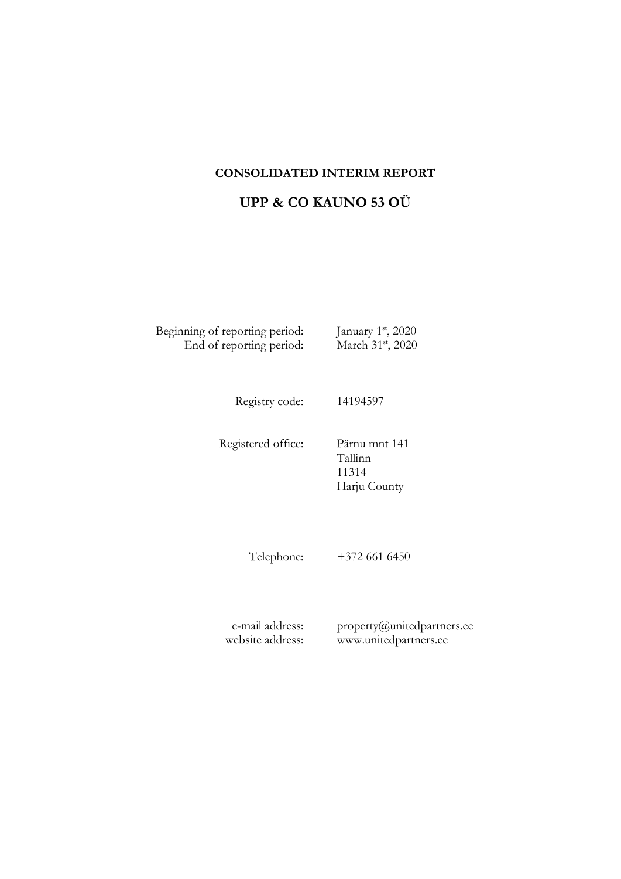**CONSOLIDATED INTERIM REPORT**

# UPP & CO KAUNO 53 OÜ

| | |
|---|---|
| Beginning of reporting period: | January 1st, 2020 |
| End of reporting period: | March 31st, 2020 |
| Registry code: | 14194597 |
| Registered office: | Pärnu mnt 141<br>Tallinn<br>11314<br>Harju County |
| Telephone: | +372 661 6450 |
| e-mail address: | property@unitedpartners.ee |
| website address: | www.unitedpartners.ee |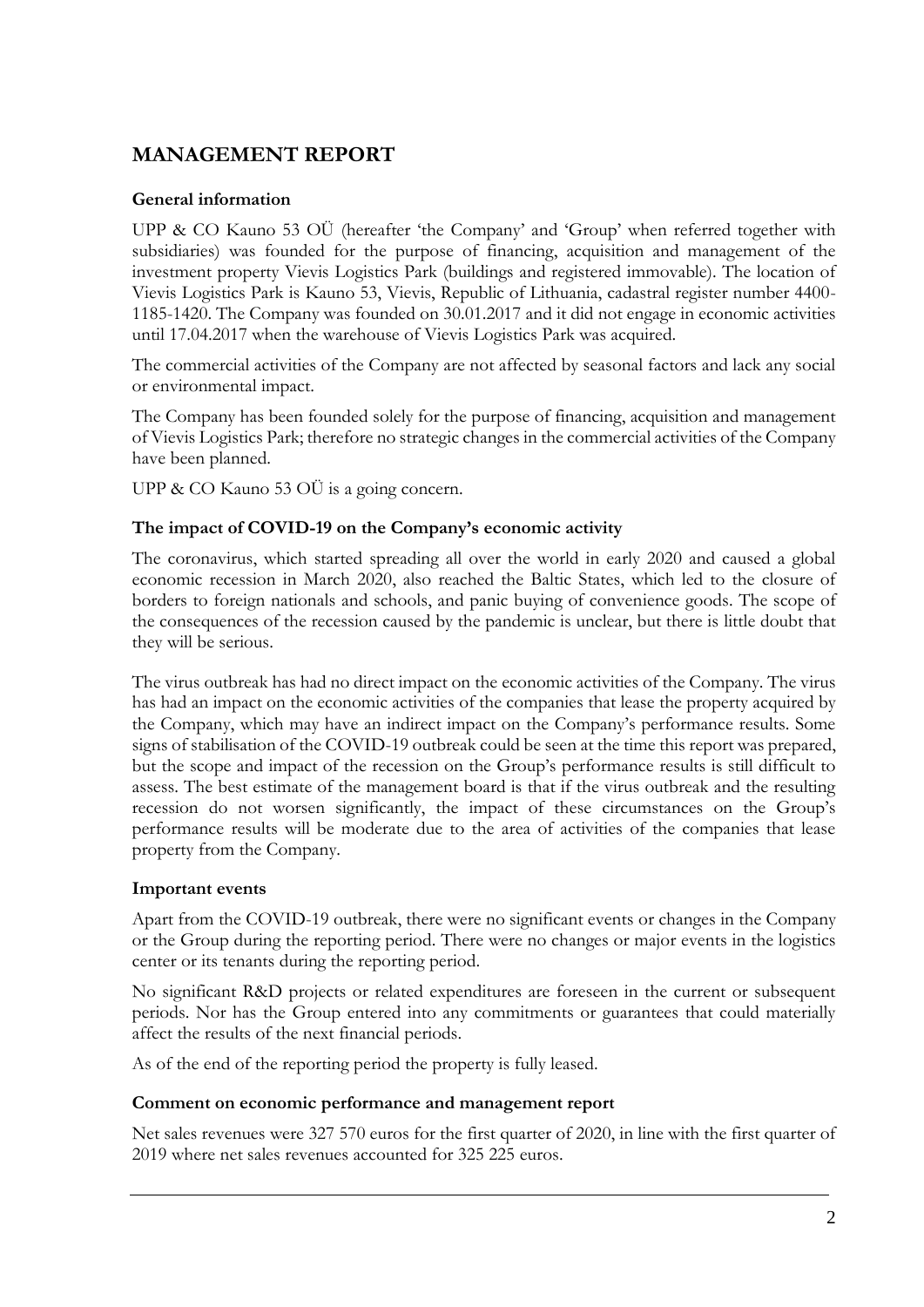# MANAGEMENT REPORT

### General information

UPP & CO Kauno 53 OÜ (hereafter 'the Company' and 'Group' when referred together with subsidiaries) was founded for the purpose of financing, acquisition and management of the investment property Vievis Logistics Park (buildings and registered immovable). The location of Vievis Logistics Park is Kauno 53, Vievis, Republic of Lithuania, cadastral register number 4400-1185-1420. The Company was founded on 30.01.2017 and it did not engage in economic activities until 17.04.2017 when the warehouse of Vievis Logistics Park was acquired.

The commercial activities of the Company are not affected by seasonal factors and lack any social or environmental impact.

The Company has been founded solely for the purpose of financing, acquisition and management of Vievis Logistics Park; therefore no strategic changes in the commercial activities of the Company have been planned.

UPP & CO Kauno 53 OÜ is a going concern.

### The impact of COVID-19 on the Company's economic activity

The coronavirus, which started spreading all over the world in early 2020 and caused a global economic recession in March 2020, also reached the Baltic States, which led to the closure of borders to foreign nationals and schools, and panic buying of convenience goods. The scope of the consequences of the recession caused by the pandemic is unclear, but there is little doubt that they will be serious.

The virus outbreak has had no direct impact on the economic activities of the Company. The virus has had an impact on the economic activities of the companies that lease the property acquired by the Company, which may have an indirect impact on the Company's performance results. Some signs of stabilisation of the COVID-19 outbreak could be seen at the time this report was prepared, but the scope and impact of the recession on the Group's performance results is still difficult to assess. The best estimate of the management board is that if the virus outbreak and the resulting recession do not worsen significantly, the impact of these circumstances on the Group's performance results will be moderate due to the area of activities of the companies that lease property from the Company.

### Important events

Apart from the COVID-19 outbreak, there were no significant events or changes in the Company or the Group during the reporting period. There were no changes or major events in the logistics center or its tenants during the reporting period.

No significant R&D projects or related expenditures are foreseen in the current or subsequent periods. Nor has the Group entered into any commitments or guarantees that could materially affect the results of the next financial periods.

As of the end of the reporting period the property is fully leased.

### Comment on economic performance and management report

Net sales revenues were 327 570 euros for the first quarter of 2020, in line with the first quarter of 2019 where net sales revenues accounted for 325 225 euros.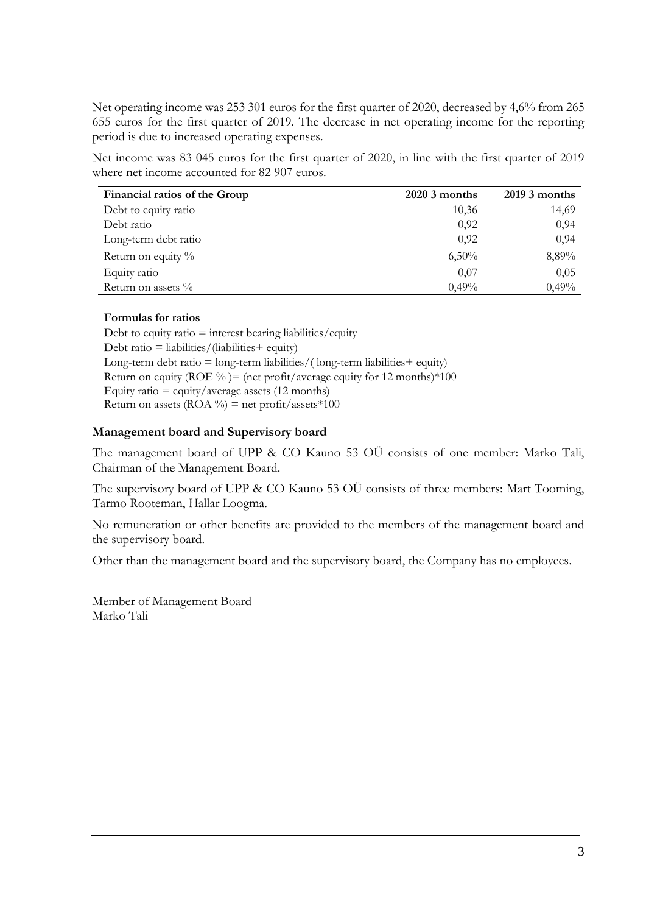Net operating income was 253 301 euros for the first quarter of 2020, decreased by 4,6% from 265 655 euros for the first quarter of 2019. The decrease in net operating income for the reporting period is due to increased operating expenses.

Net income was 83 045 euros for the first quarter of 2020, in line with the first quarter of 2019 where net income accounted for 82 907 euros.

| Financial ratios of the Group | 2020 3 months | 2019 3 months |
|---|---|---|
| Debt to equity ratio | 10,36 | 14,69 |
| Debt ratio | 0,92 | 0,94 |
| Long-term debt ratio | 0,92 | 0,94 |
| Return on equity % | 6,50% | 8,89% |
| Equity ratio | 0,07 | 0,05 |
| Return on assets % | 0,49% | 0,49% |

| Formulas for ratios |
|---|
| Debt to equity ratio = interest bearing liabilities/equity |
| Debt ratio = liabilities/(liabilities+ equity) |
| Long-term debt ratio = long-term liabilities/( long-term liabilities+ equity) |
| Return on equity (ROE % )= (net profit/average equity for 12 months)*100 |
| Equity ratio = equity/average assets (12 months) |
| Return on assets (ROA %) = net profit/assets*100 |

**Management board and Supervisory board**

The management board of UPP & CO Kauno 53 OÜ consists of one member: Marko Tali, Chairman of the Management Board.

The supervisory board of UPP & CO Kauno 53 OÜ consists of three members: Mart Tooming, Tarmo Rooteman, Hallar Loogma.

No remuneration or other benefits are provided to the members of the management board and the supervisory board.

Other than the management board and the supervisory board, the Company has no employees.

Member of Management Board
Marko Tali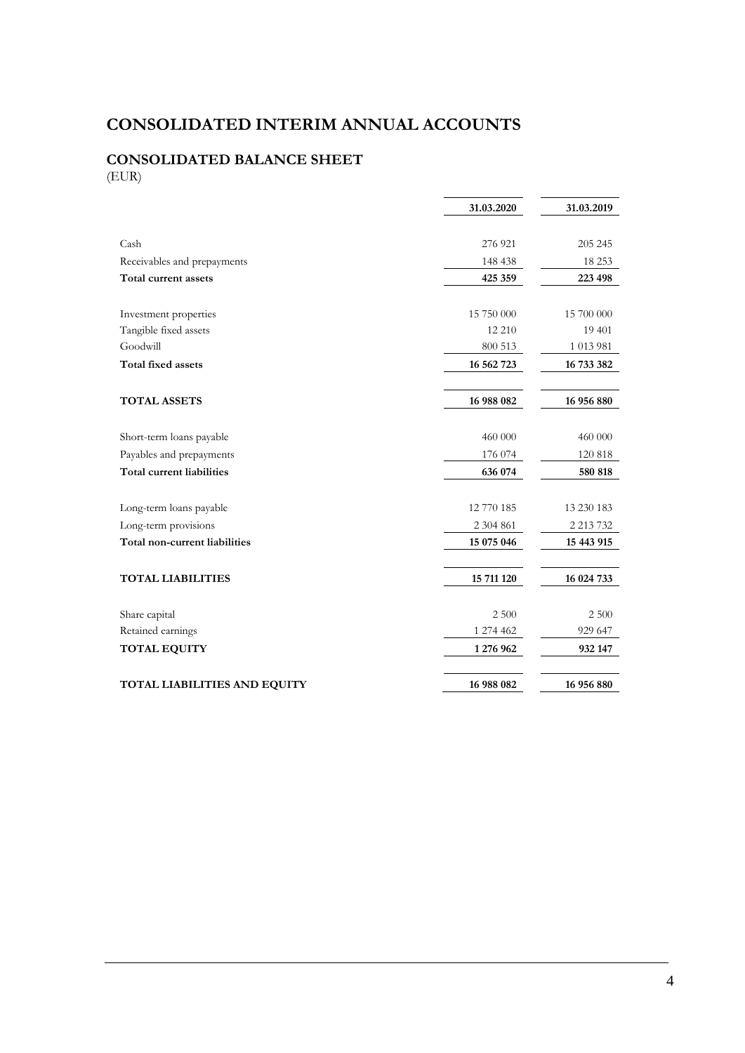# CONSOLIDATED INTERIM ANNUAL ACCOUNTS

## CONSOLIDATED BALANCE SHEET

(EUR)

| | 31.03.2020 | 31.03.2019 |
|---|---|---|
| Cash | 276 921 | 205 245 |
| Receivables and prepayments | 148 438 | 18 253 |
| **Total current assets** | **425 359** | **223 498** |
| Investment properties | 15 750 000 | 15 700 000 |
| Tangible fixed assets | 12 210 | 19 401 |
| Goodwill | 800 513 | 1 013 981 |
| **Total fixed assets** | **16 562 723** | **16 733 382** |
| **TOTAL ASSETS** | **16 988 082** | **16 956 880** |
| Short-term loans payable | 460 000 | 460 000 |
| Payables and prepayments | 176 074 | 120 818 |
| **Total current liabilities** | **636 074** | **580 818** |
| Long-term loans payable | 12 770 185 | 13 230 183 |
| Long-term provisions | 2 304 861 | 2 213 732 |
| **Total non-current liabilities** | **15 075 046** | **15 443 915** |
| **TOTAL LIABILITIES** | **15 711 120** | **16 024 733** |
| Share capital | 2 500 | 2 500 |
| Retained earnings | 1 274 462 | 929 647 |
| **TOTAL EQUITY** | **1 276 962** | **932 147** |
| **TOTAL LIABILITIES AND EQUITY** | **16 988 082** | **16 956 880** |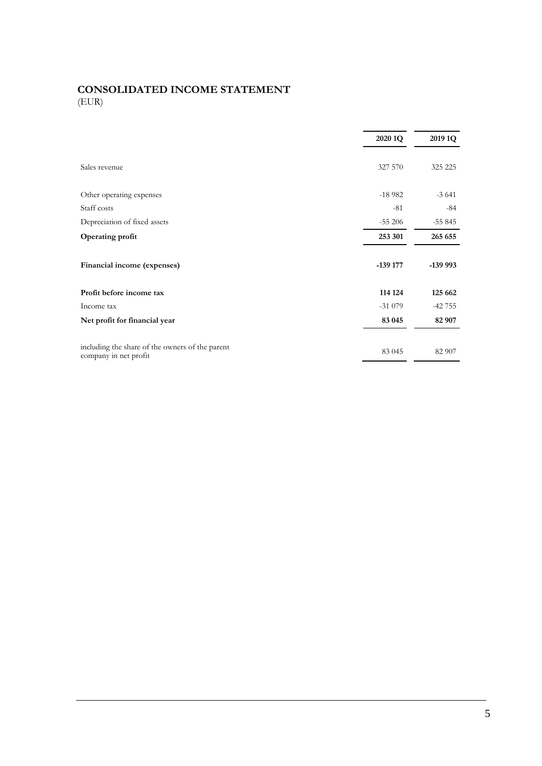# CONSOLIDATED INCOME STATEMENT

(EUR)

| | 2020 1Q | 2019 1Q |
|---|---|---|
| Sales revenue | 327 570 | 325 225 |
| Other operating expenses | -18 982 | -3 641 |
| Staff costs | -81 | -84 |
| Depreciation of fixed assets | -55 206 | -55 845 |
| **Operating profit** | **253 301** | **265 655** |
| **Financial income (expenses)** | **-139 177** | **-139 993** |
| **Profit before income tax** | **114 124** | **125 662** |
| Income tax | -31 079 | -42 755 |
| **Net profit for financial year** | **83 045** | **82 907** |
| including the share of the owners of the parent company in net profit | 83 045 | 82 907 |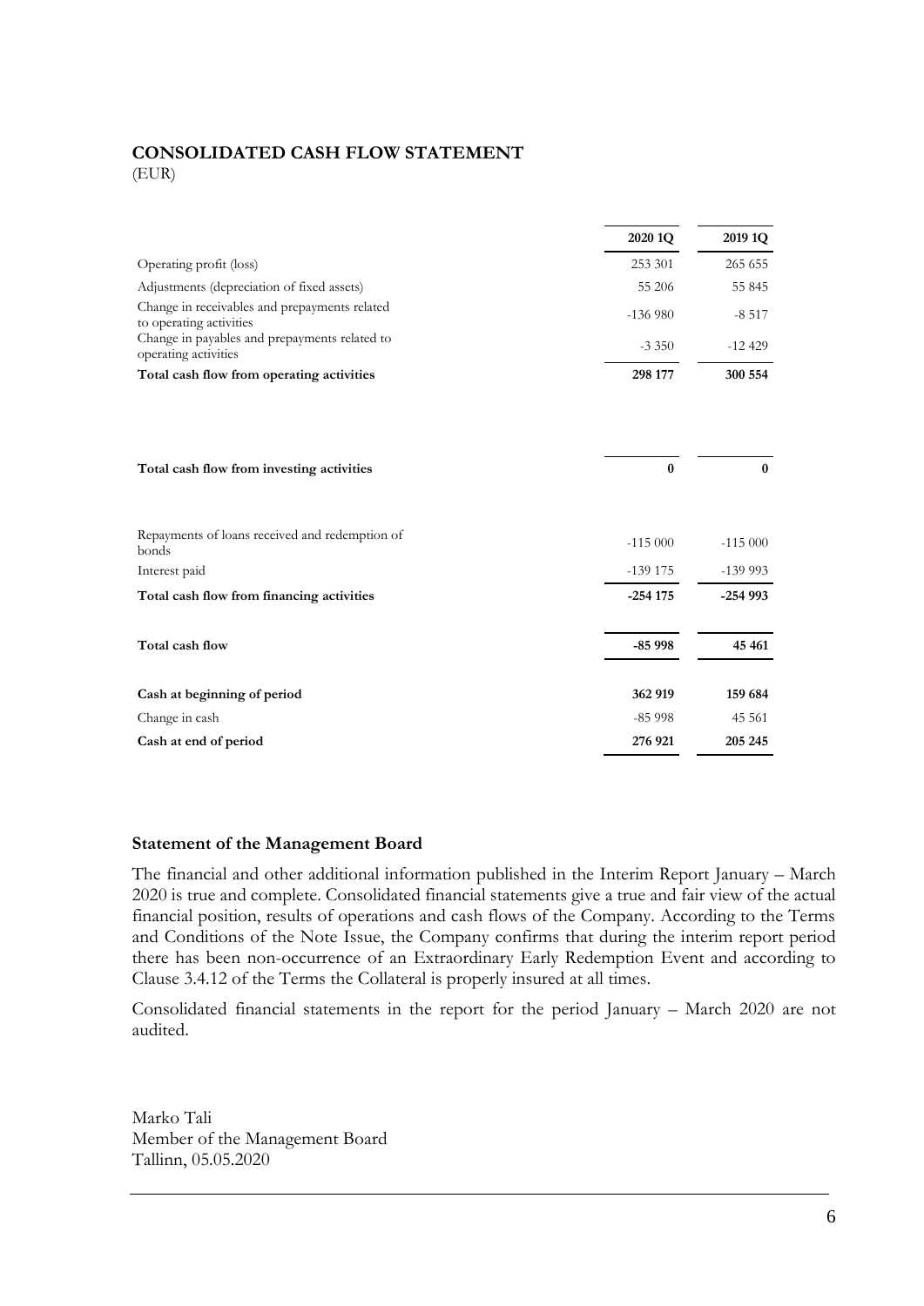## CONSOLIDATED CASH FLOW STATEMENT

(EUR)

| | 2020 1Q | 2019 1Q |
|---|---|---|
| Operating profit (loss) | 253 301 | 265 655 |
| Adjustments (depreciation of fixed assets) | 55 206 | 55 845 |
| Change in receivables and prepayments related to operating activities | -136 980 | -8 517 |
| Change in payables and prepayments related to operating activities | -3 350 | -12 429 |
| **Total cash flow from operating activities** | **298 177** | **300 554** |
| | | |
| **Total cash flow from investing activities** | **0** | **0** |
| | | |
| Repayments of loans received and redemption of bonds | -115 000 | -115 000 |
| Interest paid | -139 175 | -139 993 |
| **Total cash flow from financing activities** | **-254 175** | **-254 993** |
| | | |
| **Total cash flow** | **-85 998** | **45 461** |
| | | |
| **Cash at beginning of period** | **362 919** | **159 684** |
| Change in cash | -85 998 | 45 561 |
| **Cash at end of period** | **276 921** | **205 245** |

### Statement of the Management Board

The financial and other additional information published in the Interim Report January – March 2020 is true and complete. Consolidated financial statements give a true and fair view of the actual financial position, results of operations and cash flows of the Company. According to the Terms and Conditions of the Note Issue, the Company confirms that during the interim report period there has been non-occurrence of an Extraordinary Early Redemption Event and according to Clause 3.4.12 of the Terms the Collateral is properly insured at all times.

Consolidated financial statements in the report for the period January – March 2020 are not audited.

Marko Tali
Member of the Management Board
Tallinn, 05.05.2020